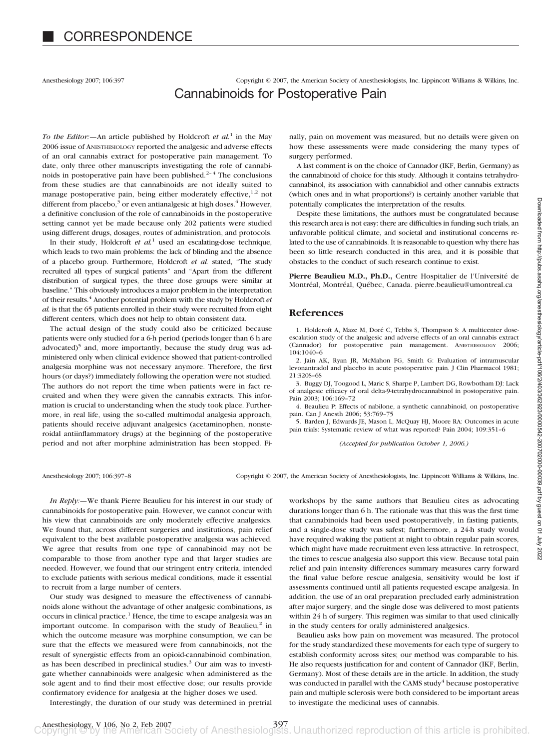# CORRESPONDENCE

Anesthesiology 2007; 106:397 Copyright © 2007, the American Society of Anesthesiologists, Inc. Lippincott Williams & Wilkins, Inc.

## Cannabinoids for Postoperative Pain

*To the Editor:*—An article published by Holdcroft *et al.*[1] in the May 2006 issue of ANESTHESIOLOGY reported the analgesic and adverse effects of an oral cannabis extract for postoperative pain management. To date, only three other manuscripts investigating the role of cannabinoids in postoperative pain have been published.[2–4] The conclusions from these studies are that cannabinoids are not ideally suited to manage postoperative pain, being either moderately effective,[1,2] not different from placebo,[3] or even antianalgesic at high doses.[4] However, a definitive conclusion of the role of cannabinoids in the postoperative setting cannot yet be made because only 202 patients were studied using different drugs, dosages, routes of administration, and protocols.

In their study, Holdcroft *et al.*[1] used an escalating-dose technique, which leads to two main problems: the lack of blinding and the absence of a placebo group. Furthermore, Holdcroft *et al.* stated, "The study recruited all types of surgical patients" and "Apart from the different distribution of surgical types, the three dose groups were similar at baseline." This obviously introduces a major problem in the interpretation of their results.[4] Another potential problem with the study by Holdcroft *et al.* is that the 65 patients enrolled in their study were recruited from eight different centers, which does not help to obtain consistent data.

The actual design of the study could also be criticized because patients were only studied for a 6-h period (periods longer than 6 h are advocated)[5] and, more importantly, because the study drug was administered only when clinical evidence showed that patient-controlled analgesia morphine was not necessary anymore. Therefore, the first hours (or days?) immediately following the operation were not studied. The authors do not report the time when patients were in fact recruited and when they were given the cannabis extracts. This information is crucial to understanding when the study took place. Furthermore, in real life, using the so-called multimodal analgesia approach, patients should receive adjuvant analgesics (acetaminophen, nonsteroidal antiinflammatory drugs) at the beginning of the postoperative period and not after morphine administration has been stopped. Finally, pain on movement was measured, but no details were given on how these assessments were made considering the many types of surgery performed.

A last comment is on the choice of Cannador (IKF, Berlin, Germany) as the cannabinoid of choice for this study. Although it contains tetrahydrocannabinol, its association with cannabidiol and other cannabis extracts (which ones and in what proportions?) is certainly another variable that potentially complicates the interpretation of the results.

Despite these limitations, the authors must be congratulated because this research area is not easy: there are difficulties in funding such trials, an unfavorable political climate, and societal and institutional concerns related to the use of cannabinoids. It is reasonable to question why there has been so little research conducted in this area, and it is possible that obstacles to the conduct of such research continue to exist.

**Pierre Beaulieu M.D., Ph.D.,** Centre Hospitalier de l'Université de Montréal, Montréal, Québec, Canada. pierre.beaulieu@umontreal.ca

### References

1. Holdcroft A, Maze M, Doré C, Tebbs S, Thompson S: A multicenter dose-escalation study of the analgesic and adverse effects of an oral cannabis extract (Cannador) for postoperative pain management. ANESTHESIOLOGY 2006; 104:1040–6
2. Jain AK, Ryan JR, McMahon FG, Smith G: Evaluation of intramuscular levonantradol and placebo in acute postoperative pain. J Clin Pharmacol 1981; 21:320S–6S
3. Buggy DJ, Toogood L, Maric S, Sharpe P, Lambert DG, Rowbotham DJ: Lack of analgesic efficacy of oral delta-9-tetrahydrocannabinol in postoperative pain. Pain 2003; 106:169–72
4. Beaulieu P: Effects of nabilone, a synthetic cannabinoid, on postoperative pain. Can J Anesth 2006; 53:769–75
5. Barden J, Edwards JE, Mason L, McQuay HJ, Moore RA: Outcomes in acute pain trials: Systematic review of what was reported? Pain 2004; 109:351–6

*(Accepted for publication October 1, 2006.)*

Anesthesiology 2007; 106:397–8 Copyright © 2007, the American Society of Anesthesiologists, Inc. Lippincott Williams & Wilkins, Inc.

*In Reply:*—We thank Pierre Beaulieu for his interest in our study of cannabinoids for postoperative pain. However, we cannot concur with his view that cannabinoids are only moderately effective analgesics. We found that, across different surgeries and institutions, pain relief equivalent to the best available postoperative analgesia was achieved. We agree that results from one type of cannabinoid may not be comparable to those from another type and that larger studies are needed. However, we found that our stringent entry criteria, intended to exclude patients with serious medical conditions, made it essential to recruit from a large number of centers.

Our study was designed to measure the effectiveness of cannabinoids alone without the advantage of other analgesic combinations, as occurs in clinical practice.[1] Hence, the time to escape analgesia was an important outcome. In comparison with the study of Beaulieu,[2] in which the outcome measure was morphine consumption, we can be sure that the effects we measured were from cannabinoids, not the result of synergistic effects from an opioid-cannabinoid combination, as has been described in preclinical studies.[3] Our aim was to investigate whether cannabinoids were analgesic when administered as the sole agent and to find their most effective dose; our results provide confirmatory evidence for analgesia at the higher doses we used.

Interestingly, the duration of our study was determined in pretrial workshops by the same authors that Beaulieu cites as advocating durations longer than 6 h. The rationale was that this was the first time that cannabinoids had been used postoperatively, in fasting patients, and a single-dose study was safest; furthermore, a 24-h study would have required waking the patient at night to obtain regular pain scores, which might have made recruitment even less attractive. In retrospect, the times to rescue analgesia also support this view. Because total pain relief and pain intensity differences summary measures carry forward the final value before rescue analgesia, sensitivity would be lost if assessments continued until all patients requested escape analgesia. In addition, the use of an oral preparation precluded early administration after major surgery, and the single dose was delivered to most patients within 24 h of surgery. This regimen was similar to that used clinically in the study centers for orally administered analgesics.

Beaulieu asks how pain on movement was measured. The protocol for the study standardized these movements for each type of surgery to establish conformity across sites; our method was comparable to his. He also requests justification for and content of Cannador (IKF, Berlin, Germany). Most of these details are in the article. In addition, the study was conducted in parallel with the CAMS study[4] because postoperative pain and multiple sclerosis were both considered to be important areas to investigate the medicinal uses of cannabis.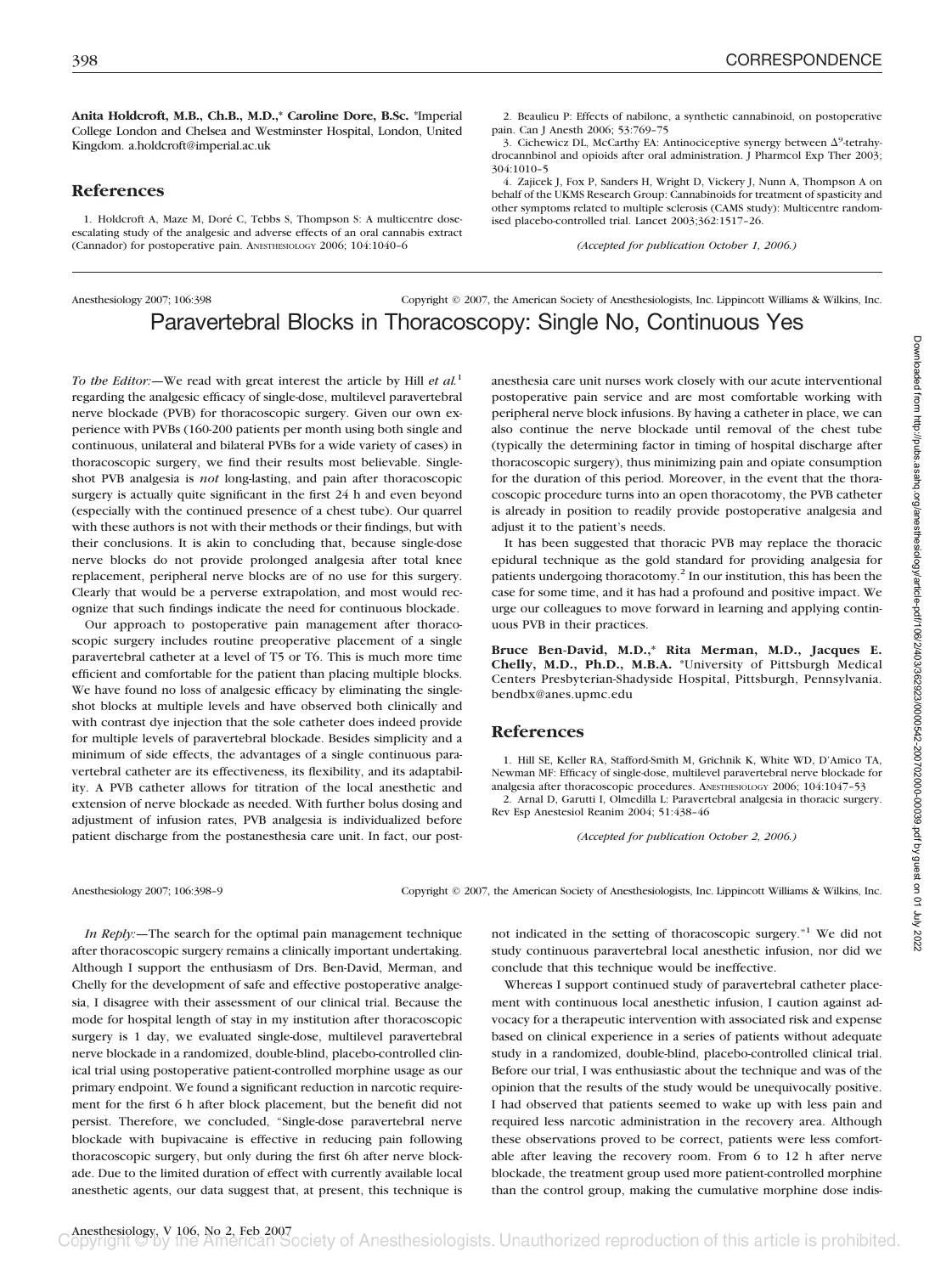**Anita Holdcroft, M.B., Ch.B., M.D.,*** **Caroline Dore, B.Sc.** *Imperial College London and Chelsea and Westminster Hospital, London, United Kingdom. a.holdcroft@imperial.ac.uk

## References

1. Holdcroft A, Maze M, Doré C, Tebbs S, Thompson S: A multicentre dose-escalating study of the analgesic and adverse effects of an oral cannabis extract (Cannador) for postoperative pain. Anesthesiology 2006; 104:1040–6

2. Beaulieu P: Effects of nabilone, a synthetic cannabinoid, on postoperative pain. Can J Anesth 2006; 53:769–75

3. Cichewicz DL, McCarthy EA: Antinociceptive synergy between $\Delta^9$-tetrahydrocannbinol and opioids after oral administration. J Pharmcol Exp Ther 2003; 304:1010–5

4. Zajicek J, Fox P, Sanders H, Wright D, Vickery J, Nunn A, Thompson A on behalf of the UKMS Research Group: Cannabinoids for treatment of spasticity and other symptoms related to multiple sclerosis (CAMS study): Multicentre randomised placebo-controlled trial. Lancet 2003;362:1517–26.

*(Accepted for publication October 1, 2006.)*

---

Anesthesiology 2007; 106:398 Copyright © 2007, the American Society of Anesthesiologists, Inc. Lippincott Williams & Wilkins, Inc.

# Paravertebral Blocks in Thoracoscopy: Single No, Continuous Yes

*To the Editor:*—We read with great interest the article by Hill *et al.*[1] regarding the analgesic efficacy of single-dose, multilevel paravertebral nerve blockade (PVB) for thoracoscopic surgery. Given our own experience with PVBs (160-200 patients per month using both single and continuous, unilateral and bilateral PVBs for a wide variety of cases) in thoracoscopic surgery, we find their results most believable. Single-shot PVB analgesia is *not* long-lasting, and pain after thoracoscopic surgery is actually quite significant in the first 24 h and even beyond (especially with the continued presence of a chest tube). Our quarrel with these authors is not with their methods or their findings, but with their conclusions. It is akin to concluding that, because single-dose nerve blocks do not provide prolonged analgesia after total knee replacement, peripheral nerve blocks are of no use for this surgery. Clearly that would be a perverse extrapolation, and most would recognize that such findings indicate the need for continuous blockade.

Our approach to postoperative pain management after thoracoscopic surgery includes routine preoperative placement of a single paravertebral catheter at a level of T5 or T6. This is much more time efficient and comfortable for the patient than placing multiple blocks. We have found no loss of analgesic efficacy by eliminating the single-shot blocks at multiple levels and have observed both clinically and with contrast dye injection that the sole catheter does indeed provide for multiple levels of paravertebral blockade. Besides simplicity and a minimum of side effects, the advantages of a single continuous paravertebral catheter are its effectiveness, its flexibility, and its adaptability. A PVB catheter allows for titration of the local anesthetic and extension of nerve blockade as needed. With further bolus dosing and adjustment of infusion rates, PVB analgesia is individualized before patient discharge from the postanesthesia care unit. In fact, our postanesthesia care unit nurses work closely with our acute interventional postoperative pain service and are most comfortable working with peripheral nerve block infusions. By having a catheter in place, we can also continue the nerve blockade until removal of the chest tube (typically the determining factor in timing of hospital discharge after thoracoscopic surgery), thus minimizing pain and opiate consumption for the duration of this period. Moreover, in the event that the thoracoscopic procedure turns into an open thoracotomy, the PVB catheter is already in position to readily provide postoperative analgesia and adjust it to the patient's needs.

It has been suggested that thoracic PVB may replace the thoracic epidural technique as the gold standard for providing analgesia for patients undergoing thoracotomy.[2] In our institution, this has been the case for some time, and it has had a profound and positive impact. We urge our colleagues to move forward in learning and applying continuous PVB in their practices.

**Bruce Ben-David, M.D.,*** **Rita Merman, M.D., Jacques E. Chelly, M.D., Ph.D., M.B.A.** *University of Pittsburgh Medical Centers Presbyterian-Shadyside Hospital, Pittsburgh, Pennsylvania. bendbx@anes.upmc.edu

## References

1. Hill SE, Keller RA, Stafford-Smith M, Grichnik K, White WD, D'Amico TA, Newman MF: Efficacy of single-dose, multilevel paravertebral nerve blockade for analgesia after thoracoscopic procedures. Anesthesiology 2006; 104:1047–53

2. Arnal D, Garutti I, Olmedilla L: Paravertebral analgesia in thoracic surgery. Rev Esp Anestesiol Reanim 2004; 51:438–46

*(Accepted for publication October 2, 2006.)*

---

Anesthesiology 2007; 106:398–9 Copyright © 2007, the American Society of Anesthesiologists, Inc. Lippincott Williams & Wilkins, Inc.

*In Reply:*—The search for the optimal pain management technique after thoracoscopic surgery remains a clinically important undertaking. Although I support the enthusiasm of Drs. Ben-David, Merman, and Chelly for the development of safe and effective postoperative analgesia, I disagree with their assessment of our clinical trial. Because the mode for hospital length of stay in my institution after thoracoscopic surgery is 1 day, we evaluated single-dose, multilevel paravertebral nerve blockade in a randomized, double-blind, placebo-controlled clinical trial using postoperative patient-controlled morphine usage as our primary endpoint. We found a significant reduction in narcotic requirement for the first 6 h after block placement, but the benefit did not persist. Therefore, we concluded, "Single-dose paravertebral nerve blockade with bupivacaine is effective in reducing pain following thoracoscopic surgery, but only during the first 6h after nerve blockade. Due to the limited duration of effect with currently available local anesthetic agents, our data suggest that, at present, this technique is not indicated in the setting of thoracoscopic surgery."[1] We did not study continuous paravertebral local anesthetic infusion, nor did we conclude that this technique would be ineffective.

Whereas I support continued study of paravertebral catheter placement with continuous local anesthetic infusion, I caution against advocacy for a therapeutic intervention with associated risk and expense based on clinical experience in a series of patients without adequate study in a randomized, double-blind, placebo-controlled clinical trial. Before our trial, I was enthusiastic about the technique and was of the opinion that the results of the study would be unequivocally positive. I had observed that patients seemed to wake up with less pain and required less narcotic administration in the recovery area. Although these observations proved to be correct, patients were less comfortable after leaving the recovery room. From 6 to 12 h after nerve blockade, the treatment group used more patient-controlled morphine than the control group, making the cumulative morphine dose indis-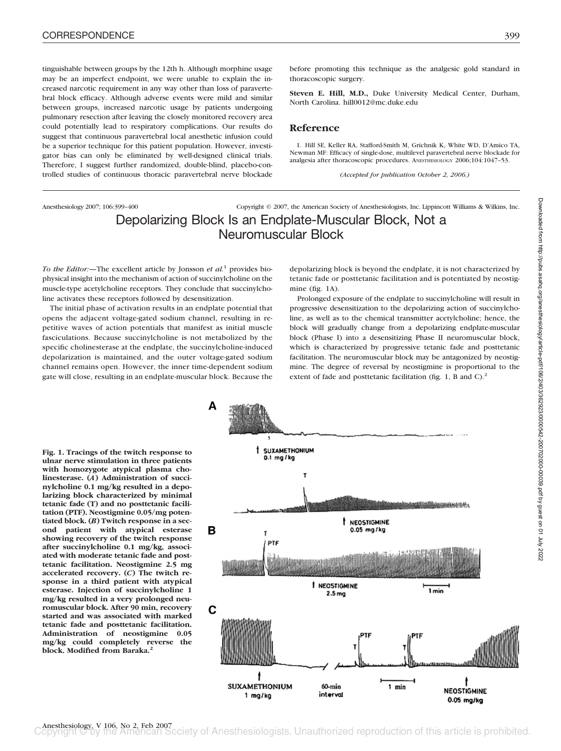tinguishable between groups by the 12th h. Although morphine usage may be an imperfect endpoint, we were unable to explain the increased narcotic requirement in any way other than loss of paravertebral block efficacy. Although adverse events were mild and similar between groups, increased narcotic usage by patients undergoing pulmonary resection after leaving the closely monitored recovery area could potentially lead to respiratory complications. Our results do suggest that continuous paravertebral local anesthetic infusion could be a superior technique for this patient population. However, investigator bias can only be eliminated by well-designed clinical trials. Therefore, I suggest further randomized, double-blind, placebo-controlled studies of continuous thoracic paravertebral nerve blockade before promoting this technique as the analgesic gold standard in thoracoscopic surgery.

**Steven E. Hill, M.D.,** Duke University Medical Center, Durham, North Carolina. hill0012@mc.duke.edu

## Reference

1. Hill SE, Keller RA, Stafford-Smith M, Grichnik K, White WD, D'Amico TA, Newman MF: Efficacy of single-dose, multilevel paravertebral nerve blockade for analgesia after thoracoscopic procedures. ANESTHESIOLOGY 2006;104:1047–53.

*(Accepted for publication October 2, 2006.)*

Anesthesiology 2007; 106:399–400 Copyright © 2007, the American Society of Anesthesiologists, Inc. Lippincott Williams & Wilkins, Inc.

# Depolarizing Block Is an Endplate-Muscular Block, Not a Neuromuscular Block

*To the Editor:*—The excellent article by Jonsson *et al.*[1] provides biophysical insight into the mechanism of action of succinylcholine on the muscle-type acetylcholine receptors. They conclude that succinylcholine activates these receptors followed by desensitization.

The initial phase of activation results in an endplate potential that opens the adjacent voltage-gated sodium channel, resulting in repetitive waves of action potentials that manifest as initial muscle fasciculations. Because succinylcholine is not metabolized by the specific cholinesterase at the endplate, the succinylcholine-induced depolarization is maintained, and the outer voltage-gated sodium channel remains open. However, the inner time-dependent sodium gate will close, resulting in an endplate-muscular block. Because the depolarizing block is beyond the endplate, it is not characterized by tetanic fade or posttetanic facilitation and is potentiated by neostigmine (fig. 1A).

Prolonged exposure of the endplate to succinylcholine will result in progressive desensitization to the depolarizing action of succinylcholine, as well as to the chemical transmitter acetylcholine; hence, the block will gradually change from a depolarizing endplate-muscular block (Phase I) into a desensitizing Phase II neuromuscular block, which is characterized by progressive tetanic fade and posttetanic facilitation. The neuromuscular block may be antagonized by neostigmine. The degree of reversal by neostigmine is proportional to the extent of fade and posttetanic facilitation (fig. 1, B and C).[2]

**Fig. 1. Tracings of the twitch response to ulnar nerve stimulation in three patients with homozygote atypical plasma cholinesterase. (*A*) Administration of succinylcholine 0.1 mg/kg resulted in a depolarizing block characterized by minimal tetanic fade (T) and no posttetanic facilitation (PTF). Neostigmine 0.05/mg potentiated block. (*B*) Twitch response in a second patient with atypical esterase showing recovery of the twitch response after succinylcholine 0.1 mg/kg, associated with moderate tetanic fade and posttetanic facilitation. Neostigmine 2.5 mg accelerated recovery. (*C*) The twitch response in a third patient with atypical esterase. Injection of succinylcholine 1 mg/kg resulted in a very prolonged neuromuscular block. After 90 min, recovery started and was associated with marked tetanic fade and posttetanic facilitation. Administration of neostigmine 0.05 mg/kg could completely reverse the block. Modified from Baraka.[2]**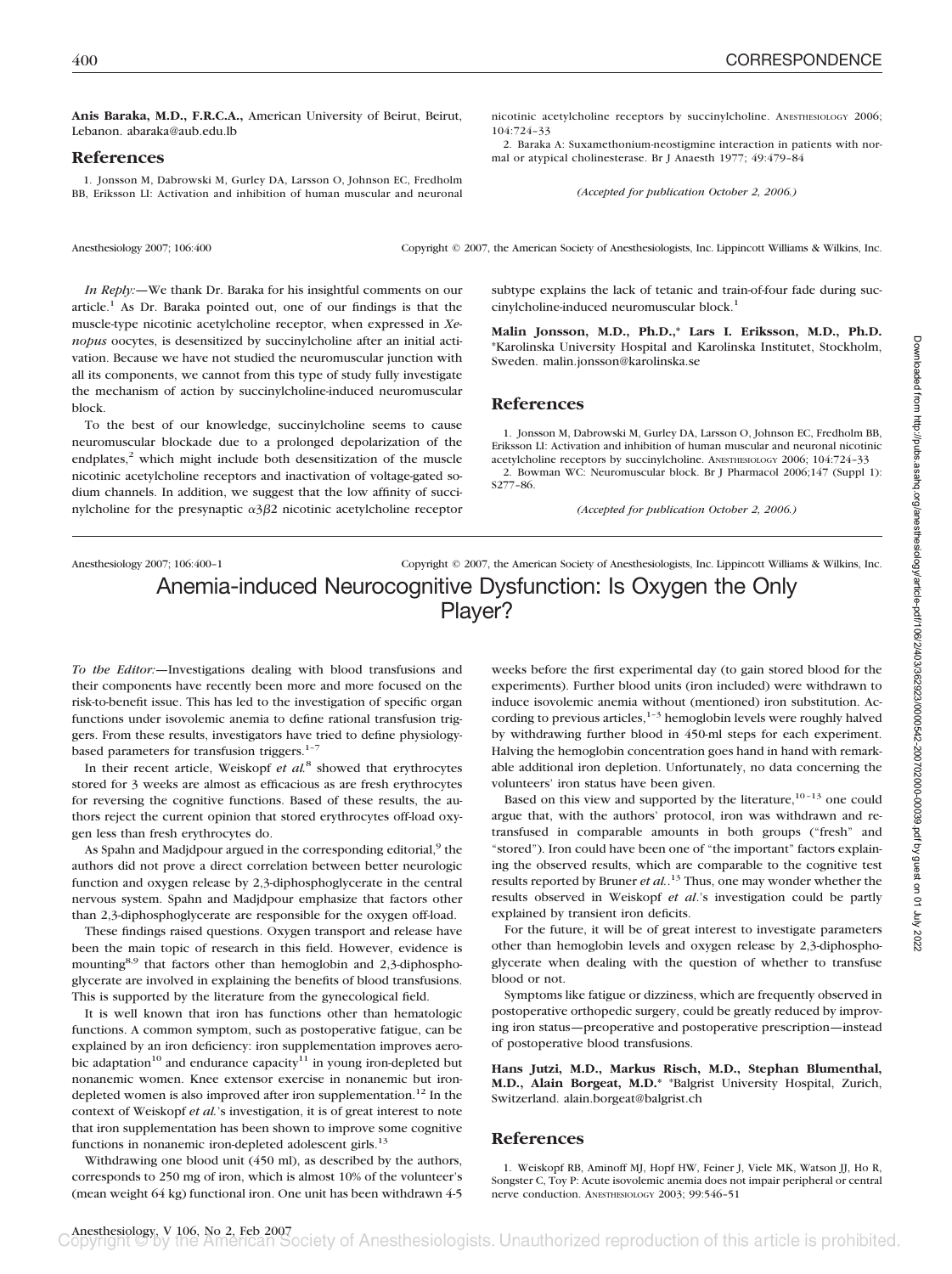**Anis Baraka, M.D., F.R.C.A.,** American University of Beirut, Beirut, Lebanon. abaraka@aub.edu.lb

## References

1. Jonsson M, Dabrowski M, Gurley DA, Larsson O, Johnson EC, Fredholm BB, Eriksson LI: Activation and inhibition of human muscular and neuronal nicotinic acetylcholine receptors by succinylcholine. Anesthesiology 2006; 104:724–33
2. Baraka A: Suxamethonium-neostigmine interaction in patients with normal or atypical cholinesterase. Br J Anaesth 1977; 49:479–84

*(Accepted for publication October 2, 2006.)*

---

Anesthesiology 2007; 106:400 Copyright © 2007, the American Society of Anesthesiologists, Inc. Lippincott Williams & Wilkins, Inc.

*In Reply:*—We thank Dr. Baraka for his insightful comments on our article.[1] As Dr. Baraka pointed out, one of our findings is that the muscle-type nicotinic acetylcholine receptor, when expressed in *Xenopus* oocytes, is desensitized by succinylcholine after an initial activation. Because we have not studied the neuromuscular junction with all its components, we cannot from this type of study fully investigate the mechanism of action by succinylcholine-induced neuromuscular block.

To the best of our knowledge, succinylcholine seems to cause neuromuscular blockade due to a prolonged depolarization of the endplates,[2] which might include both desensitization of the muscle nicotinic acetylcholine receptors and inactivation of voltage-gated sodium channels. In addition, we suggest that the low affinity of succinylcholine for the presynaptic $\alpha 3\beta 2$ nicotinic acetylcholine receptor subtype explains the lack of tetanic and train-of-four fade during succinylcholine-induced neuromuscular block.[1]

**Malin Jonsson, M.D., Ph.D.,\* Lars I. Eriksson, M.D., Ph.D.** \*Karolinska University Hospital and Karolinska Institutet, Stockholm, Sweden. malin.jonsson@karolinska.se

## References

1. Jonsson M, Dabrowski M, Gurley DA, Larsson O, Johnson EC, Fredholm BB, Eriksson LI: Activation and inhibition of human muscular and neuronal nicotinic acetylcholine receptors by succinylcholine. Anesthesiology 2006; 104:724–33
2. Bowman WC: Neuromuscular block. Br J Pharmacol 2006;147 (Suppl 1): S277–86.

*(Accepted for publication October 2, 2006.)*

---

Anesthesiology 2007; 106:400–1 Copyright © 2007, the American Society of Anesthesiologists, Inc. Lippincott Williams & Wilkins, Inc.

# Anemia-induced Neurocognitive Dysfunction: Is Oxygen the Only Player?

*To the Editor:*—Investigations dealing with blood transfusions and their components have recently been more and more focused on the risk-to-benefit issue. This has led to the investigation of specific organ functions under isovolemic anemia to define rational transfusion triggers. From these results, investigators have tried to define physiology-based parameters for transfusion triggers.[1–7]

In their recent article, Weiskopf *et al.*[8] showed that erythrocytes stored for 3 weeks are almost as efficacious as are fresh erythrocytes for reversing the cognitive functions. Based of these results, the authors reject the current opinion that stored erythrocytes off-load oxygen less than fresh erythrocytes do.

As Spahn and Madjdpour argued in the corresponding editorial,[9] the authors did not prove a direct correlation between better neurologic function and oxygen release by 2,3-diphosphoglycerate in the central nervous system. Spahn and Madjdpour emphasize that factors other than 2,3-diphosphoglycerate are responsible for the oxygen off-load.

These findings raised questions. Oxygen transport and release have been the main topic of research in this field. However, evidence is mounting[8,9] that factors other than hemoglobin and 2,3-diphosphoglycerate are involved in explaining the benefits of blood transfusions. This is supported by the literature from the gynecological field.

It is well known that iron has functions other than hematologic functions. A common symptom, such as postoperative fatigue, can be explained by an iron deficiency: iron supplementation improves aerobic adaptation[10] and endurance capacity[11] in young iron-depleted but nonanemic women. Knee extensor exercise in nonanemic but iron-depleted women is also improved after iron supplementation.[12] In the context of Weiskopf *et al.*'s investigation, it is of great interest to note that iron supplementation has been shown to improve some cognitive functions in nonanemic iron-depleted adolescent girls.[13]

Withdrawing one blood unit (450 ml), as described by the authors, corresponds to 250 mg of iron, which is almost 10% of the volunteer's (mean weight 64 kg) functional iron. One unit has been withdrawn 4-5 weeks before the first experimental day (to gain stored blood for the experiments). Further blood units (iron included) were withdrawn to induce isovolemic anemia without (mentioned) iron substitution. According to previous articles,[1–3] hemoglobin levels were roughly halved by withdrawing further blood in 450-ml steps for each experiment. Halving the hemoglobin concentration goes hand in hand with remarkable additional iron depletion. Unfortunately, no data concerning the volunteers' iron status have been given.

Based on this view and supported by the literature,[10–13] one could argue that, with the authors' protocol, iron was withdrawn and retransfused in comparable amounts in both groups ("fresh" and "stored"). Iron could have been one of "the important" factors explaining the observed results, which are comparable to the cognitive test results reported by Bruner *et al.*.[13] Thus, one may wonder whether the results observed in Weiskopf *et al.*'s investigation could be partly explained by transient iron deficits.

For the future, it will be of great interest to investigate parameters other than hemoglobin levels and oxygen release by 2,3-diphosphoglycerate when dealing with the question of whether to transfuse blood or not.

Symptoms like fatigue or dizziness, which are frequently observed in postoperative orthopedic surgery, could be greatly reduced by improving iron status—preoperative and postoperative prescription—instead of postoperative blood transfusions.

**Hans Jutzi, M.D., Markus Risch, M.D., Stephan Blumenthal, M.D., Alain Borgeat, M.D.\*** \*Balgrist University Hospital, Zurich, Switzerland. alain.borgeat@balgrist.ch

## References

1. Weiskopf RB, Aminoff MJ, Hopf HW, Feiner J, Viele MK, Watson JJ, Ho R, Songster C, Toy P: Acute isovolemic anemia does not impair peripheral or central nerve conduction. Anesthesiology 2003; 99:546–51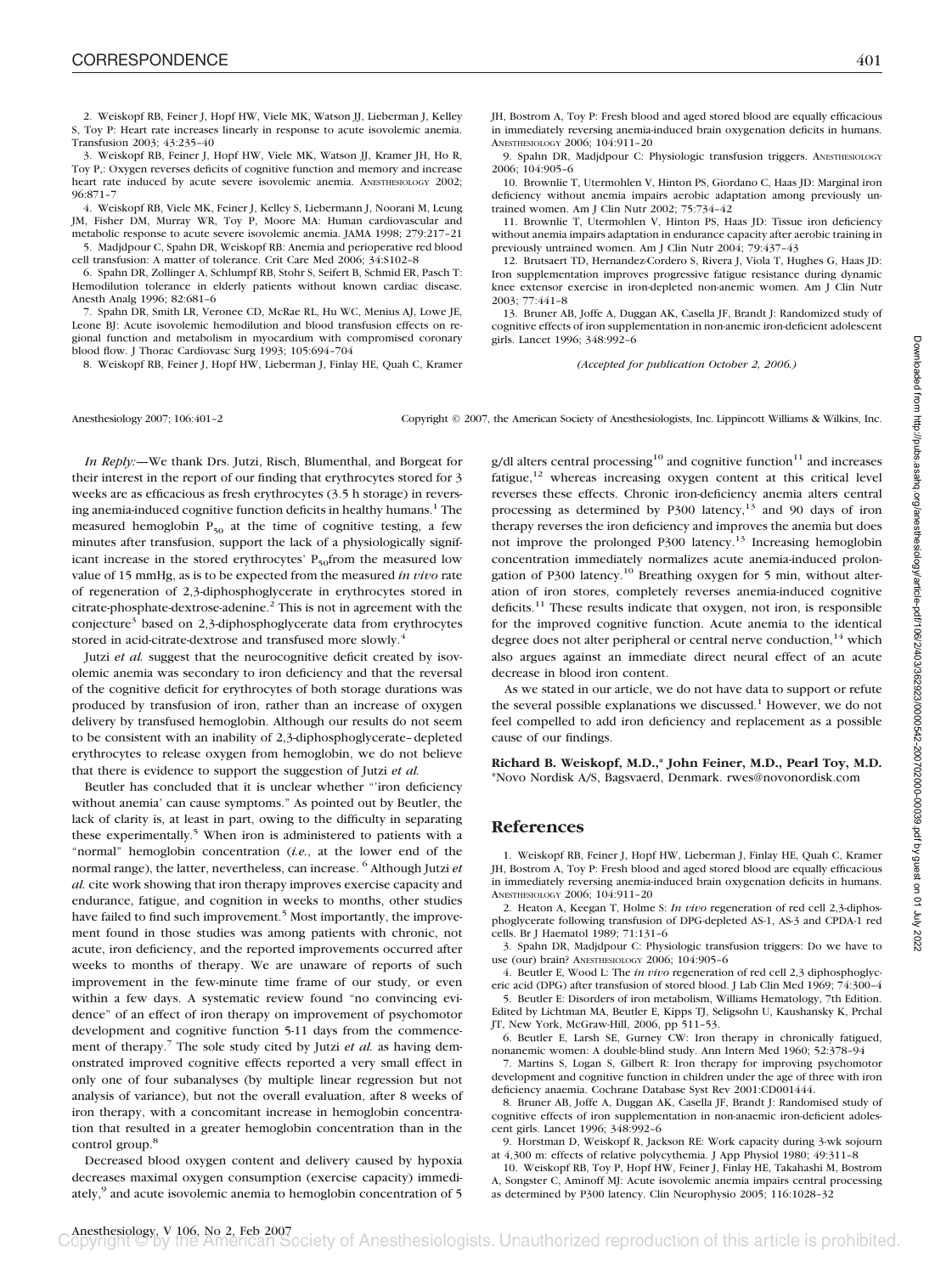2. Weiskopf RB, Feiner J, Hopf HW, Viele MK, Watson JJ, Lieberman J, Kelley S, Toy P: Heart rate increases linearly in response to acute isovolemic anemia. Transfusion 2003; 43:235–40

3. Weiskopf RB, Feiner J, Hopf HW, Viele MK, Watson JJ, Kramer JH, Ho R, Toy P,: Oxygen reverses deficits of cognitive function and memory and increase heart rate induced by acute severe isovolemic anemia. ANESTHESIOLOGY 2002; 96:871–7

4. Weiskopf RB, Viele MK, Feiner J, Kelley S, Liebermann J, Noorani M, Leung JM, Fisher DM, Murray WR, Toy P, Moore MA: Human cardiovascular and metabolic response to acute severe isovolemic anemia. JAMA 1998; 279:217–21

5. Madjdpour C, Spahn DR, Weiskopf RB: Anemia and perioperative red blood cell transfusion: A matter of tolerance. Crit Care Med 2006; 34:S102–8

6. Spahn DR, Zollinger A, Schlumpf RB, Stohr S, Seifert B, Schmid ER, Pasch T: Hemodilution tolerance in elderly patients without known cardiac disease. Anesth Analg 1996; 82:681–6

7. Spahn DR, Smith LR, Veronee CD, McRae RL, Hu WC, Menius AJ, Lowe JE, Leone BJ: Acute isovolemic hemodilution and blood transfusion effects on regional function and metabolism in myocardium with compromised coronary blood flow. J Thorac Cardiovasc Surg 1993; 105:694–704

8. Weiskopf RB, Feiner J, Hopf HW, Lieberman J, Finlay HE, Quah C, Kramer JH, Bostrom A, Toy P: Fresh blood and aged stored blood are equally efficacious in immediately reversing anemia-induced brain oxygenation deficits in humans. ANESTHESIOLOGY 2006; 104:911–20

9. Spahn DR, Madjdpour C: Physiologic transfusion triggers. ANESTHESIOLOGY 2006; 104:905–6

10. Brownlie T, Utermohlen V, Hinton PS, Giordano C, Haas JD: Marginal iron deficiency without anemia impairs aerobic adaptation among previously untrained women. Am J Clin Nutr 2002; 75:734–42

11. Brownlie T, Utermohlen V, Hinton PS, Haas JD: Tissue iron deficiency without anemia impairs adaptation in endurance capacity after aerobic training in previously untrained women. Am J Clin Nutr 2004; 79:437–43

12. Brutsaert TD, Hernandez-Cordero S, Rivera J, Viola T, Hughes G, Haas JD: Iron supplementation improves progressive fatigue resistance during dynamic knee extensor exercise in iron-depleted non-anemic women. Am J Clin Nutr 2003; 77:441–8

13. Bruner AB, Joffe A, Duggan AK, Casella JF, Brandt J: Randomized study of cognitive effects of iron supplementation in non-anemic iron-deficient adolescent girls. Lancet 1996; 348:992–6

*(Accepted for publication October 2, 2006.)*

Anesthesiology 2007; 106:401–2 Copyright © 2007, the American Society of Anesthesiologists, Inc. Lippincott Williams & Wilkins, Inc.

*In Reply:*—We thank Drs. Jutzi, Risch, Blumenthal, and Borgeat for their interest in the report of our finding that erythrocytes stored for 3 weeks are as efficacious as fresh erythrocytes (3.5 h storage) in reversing anemia-induced cognitive function deficits in healthy humans.[1] The measured hemoglobin $P_{50}$ at the time of cognitive testing, a few minutes after transfusion, support the lack of a physiologically significant increase in the stored erythrocytes' $P_{50}$from the measured low value of 15 mmHg, as is to be expected from the measured *in vivo* rate of regeneration of 2,3-diphosphoglycerate in erythrocytes stored in citrate-phosphate-dextrose-adenine.[2] This is not in agreement with the conjecture[3] based on 2,3-diphosphoglycerate data from erythrocytes stored in acid-citrate-dextrose and transfused more slowly.[4]

Jutzi *et al.* suggest that the neurocognitive deficit created by isovolemic anemia was secondary to iron deficiency and that the reversal of the cognitive deficit for erythrocytes of both storage durations was produced by transfusion of iron, rather than an increase of oxygen delivery by transfused hemoglobin. Although our results do not seem to be consistent with an inability of 2,3-diphosphoglycerate–depleted erythrocytes to release oxygen from hemoglobin, we do not believe that there is evidence to support the suggestion of Jutzi *et al.*

Beutler has concluded that it is unclear whether "'iron deficiency without anemia' can cause symptoms." As pointed out by Beutler, the lack of clarity is, at least in part, owing to the difficulty in separating these experimentally.[5] When iron is administered to patients with a "normal" hemoglobin concentration (*i.e.*, at the lower end of the normal range), the latter, nevertheless, can increase. [6] Although Jutzi *et al.* cite work showing that iron therapy improves exercise capacity and endurance, fatigue, and cognition in weeks to months, other studies have failed to find such improvement.[5] Most importantly, the improvement found in those studies was among patients with chronic, not acute, iron deficiency, and the reported improvements occurred after weeks to months of therapy. We are unaware of reports of such improvement in the few-minute time frame of our study, or even within a few days. A systematic review found "no convincing evidence" of an effect of iron therapy on improvement of psychomotor development and cognitive function 5-11 days from the commencement of therapy.[7] The sole study cited by Jutzi *et al.* as having demonstrated improved cognitive effects reported a very small effect in only one of four subanalyses (by multiple linear regression but not analysis of variance), but not the overall evaluation, after 8 weeks of iron therapy, with a concomitant increase in hemoglobin concentration that resulted in a greater hemoglobin concentration than in the control group.[8]

Decreased blood oxygen content and delivery caused by hypoxia decreases maximal oxygen consumption (exercise capacity) immediately,[9] and acute isovolemic anemia to hemoglobin concentration of 5 g/dl alters central processing[10] and cognitive function[11] and increases fatigue,[12] whereas increasing oxygen content at this critical level reverses these effects. Chronic iron-deficiency anemia alters central processing as determined by P300 latency,[13] and 90 days of iron therapy reverses the iron deficiency and improves the anemia but does not improve the prolonged P300 latency.[13] Increasing hemoglobin concentration immediately normalizes acute anemia-induced prolongation of P300 latency.[10] Breathing oxygen for 5 min, without alteration of iron stores, completely reverses anemia-induced cognitive deficits.[11] These results indicate that oxygen, not iron, is responsible for the improved cognitive function. Acute anemia to the identical degree does not alter peripheral or central nerve conduction,[14] which also argues against an immediate direct neural effect of an acute decrease in blood iron content.

As we stated in our article, we do not have data to support or refute the several possible explanations we discussed.[1] However, we do not feel compelled to add iron deficiency and replacement as a possible cause of our findings.

**Richard B. Weiskopf, M.D.,\* John Feiner, M.D., Pearl Toy, M.D.**
\*Novo Nordisk A/S, Bagsvaerd, Denmark. rwes@novonordisk.com

## References

1. Weiskopf RB, Feiner J, Hopf HW, Lieberman J, Finlay HE, Quah C, Kramer JH, Bostrom A, Toy P: Fresh blood and aged stored blood are equally efficacious in immediately reversing anemia-induced brain oxygenation deficits in humans. ANESTHESIOLOGY 2006; 104:911–20

2. Heaton A, Keegan T, Holme S: *In vivo* regeneration of red cell 2,3-diphosphoglycerate following transfusion of DPG-depleted AS-1, AS-3 and CPDA-1 red cells. Br J Haematol 1989; 71:131–6

3. Spahn DR, Madjdpour C: Physiologic transfusion triggers: Do we have to use (our) brain? ANESTHESIOLOGY 2006; 104:905–6

4. Beutler E, Wood L: The *in vivo* regeneration of red cell 2,3 diphosphoglyceric acid (DPG) after transfusion of stored blood. J Lab Clin Med 1969; 74:300–4

5. Beutler E: Disorders of iron metabolism, Williams Hematology, 7th Edition. Edited by Lichtman MA, Beutler E, Kipps TJ, Seligsohn U, Kaushansky K, Prchal JT, New York, McGraw-Hill, 2006, pp 511–53.

6. Beutler E, Larsh SE, Gurney CW: Iron therapy in chronically fatigued, nonanemic women: A double-blind study. Ann Intern Med 1960; 52:378–94

7. Martins S, Logan S, Gilbert R: Iron therapy for improving psychomotor development and cognitive function in children under the age of three with iron deficiency anaemia. Cochrane Database Syst Rev 2001:CD001444.

8. Bruner AB, Joffe A, Duggan AK, Casella JF, Brandt J: Randomised study of cognitive effects of iron supplementation in non-anaemic iron-deficient adolescent girls. Lancet 1996; 348:992–6

9. Horstman D, Weiskopf R, Jackson RE: Work capacity during 3-wk sojourn at 4,300 m: effects of relative polycythemia. J App Physiol 1980; 49:311–8

10. Weiskopf RB, Toy P, Hopf HW, Feiner J, Finlay HE, Takahashi M, Bostrom A, Songster C, Aminoff MJ: Acute isovolemic anemia impairs central processing as determined by P300 latency. Clin Neurophysio 2005; 116:1028–32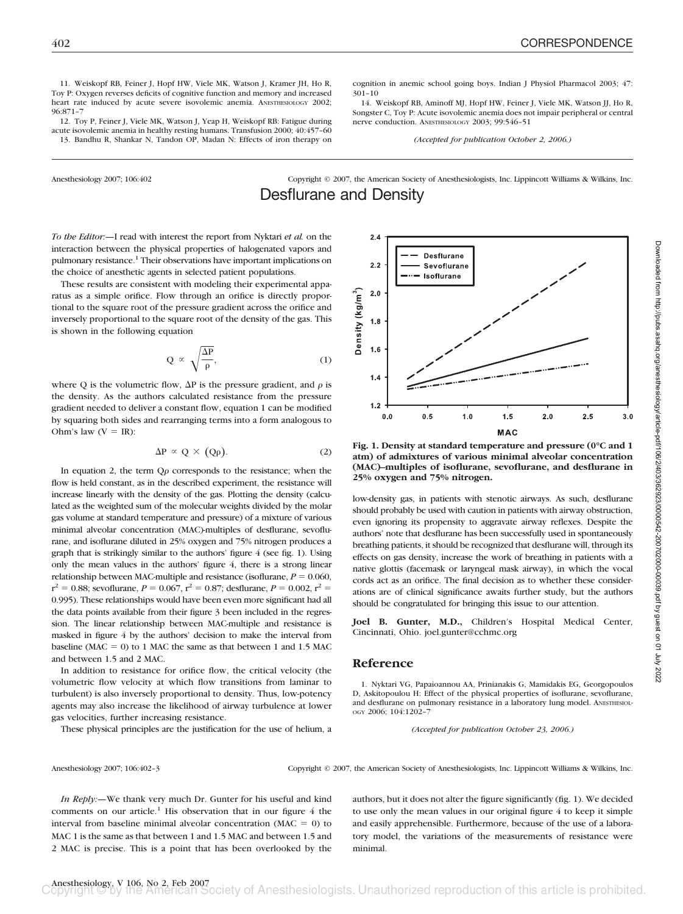11. Weiskopf RB, Feiner J, Hopf HW, Viele MK, Watson J, Kramer JH, Ho R, Toy P: Oxygen reverses deficits of cognitive function and memory and increased heart rate induced by acute severe isovolemic anemia. ANESTHESIOLOGY 2002; 96:871–7

12. Toy P, Feiner J, Viele MK, Watson J, Yeap H, Weiskopf RB: Fatigue during acute isovolemic anemia in healthy resting humans. Transfusion 2000; 40:457–60

13. Bandhu R, Shankar N, Tandon OP, Madan N: Effects of iron therapy on cognition in anemic school going boys. Indian J Physiol Pharmacol 2003; 47: 301–10

14. Weiskopf RB, Aminoff MJ, Hopf HW, Feiner J, Viele MK, Watson JJ, Ho R, Songster C, Toy P: Acute isovolemic anemia does not impair peripheral or central nerve conduction. ANESTHESIOLOGY 2003; 99:546–51

*(Accepted for publication October 2, 2006.)*

Anesthesiology 2007; 106:402 Copyright © 2007, the American Society of Anesthesiologists, Inc. Lippincott Williams & Wilkins, Inc.

# Desflurane and Density

*To the Editor:*—I read with interest the report from Nyktari *et al.* on the interaction between the physical properties of halogenated vapors and pulmonary resistance.[1] Their observations have important implications on the choice of anesthetic agents in selected patient populations.

These results are consistent with modeling their experimental apparatus as a simple orifice. Flow through an orifice is directly proportional to the square root of the pressure gradient across the orifice and inversely proportional to the square root of the density of the gas. This is shown in the following equation

$$Q \propto \sqrt{\frac{\Delta P}{\rho}}, \tag{1}$$

where Q is the volumetric flow, ΔP is the pressure gradient, and $\rho$ is the density. As the authors calculated resistance from the pressure gradient needed to deliver a constant flow, equation 1 can be modified by squaring both sides and rearranging terms into a form analogous to Ohm's law (V = IR):

$$\Delta P \propto Q \times (Q\rho). \tag{2}$$

In equation 2, the term $Q\rho$ corresponds to the resistance; when the flow is held constant, as in the described experiment, the resistance will increase linearly with the density of the gas. Plotting the density (calculated as the weighted sum of the molecular weights divided by the molar gas volume at standard temperature and pressure) of a mixture of various minimal alveolar concentration (MAC)-multiples of desflurane, sevoflurane, and isoflurane diluted in 25% oxygen and 75% nitrogen produces a graph that is strikingly similar to the authors' figure 4 (see fig. 1). Using only the mean values in the authors' figure 4, there is a strong linear relationship between MAC-multiple and resistance (isoflurane, $P = 0.060$, $r^2 = 0.88$; sevoflurane, $P = 0.067$, $r^2 = 0.87$; desflurane, $P = 0.002$, $r^2 = 0.995$). These relationships would have been even more significant had all the data points available from their figure 3 been included in the regression. The linear relationship between MAC-multiple and resistance is masked in figure 4 by the authors' decision to make the interval from baseline (MAC = 0) to 1 MAC the same as that between 1 and 1.5 MAC and between 1.5 and 2 MAC.

In addition to resistance for orifice flow, the critical velocity (the volumetric flow velocity at which flow transitions from laminar to turbulent) is also inversely proportional to density. Thus, low-potency agents may also increase the likelihood of airway turbulence at lower gas velocities, further increasing resistance.

These physical principles are the justification for the use of helium, a low-density gas, in patients with stenotic airways. As such, desflurane should probably be used with caution in patients with airway obstruction, even ignoring its propensity to aggravate airway reflexes. Despite the authors' note that desflurane has been successfully used in spontaneously breathing patients, it should be recognized that desflurane will, through its effects on gas density, increase the work of breathing in patients with a native glottis (facemask or laryngeal mask airway), in which the vocal cords act as an orifice. The final decision as to whether these considerations are of clinical significance awaits further study, but the authors should be congratulated for bringing this issue to our attention.

**Fig. 1. Density at standard temperature and pressure (0°C and 1 atm) of admixtures of various minimal alveolar concentration (MAC)–multiples of isoflurane, sevoflurane, and desflurane in 25% oxygen and 75% nitrogen.**

**Joel B. Gunter, M.D.,** Children's Hospital Medical Center, Cincinnati, Ohio. joel.gunter@cchmc.org

## Reference

1. Nyktari VG, Papaioannou AA, Prinianakis G, Mamidakis EG, Georgopoulos D, Askitopoulou H: Effect of the physical properties of isoflurane, sevoflurane, and desflurane on pulmonary resistance in a laboratory lung model. ANESTHESIOLOGY 2006; 104:1202–7

*(Accepted for publication October 23, 2006.)*

Anesthesiology 2007; 106:402–3 Copyright © 2007, the American Society of Anesthesiologists, Inc. Lippincott Williams & Wilkins, Inc.

*In Reply:*—We thank very much Dr. Gunter for his useful and kind comments on our article.[1] His observation that in our figure 4 the interval from baseline minimal alveolar concentration (MAC = 0) to MAC 1 is the same as that between 1 and 1.5 MAC and between 1.5 and 2 MAC is precise. This is a point that has been overlooked by the authors, but it does not alter the figure significantly (fig. 1). We decided to use only the mean values in our original figure 4 to keep it simple and easily apprehensible. Furthermore, because of the use of a laboratory model, the variations of the measurements of resistance were minimal.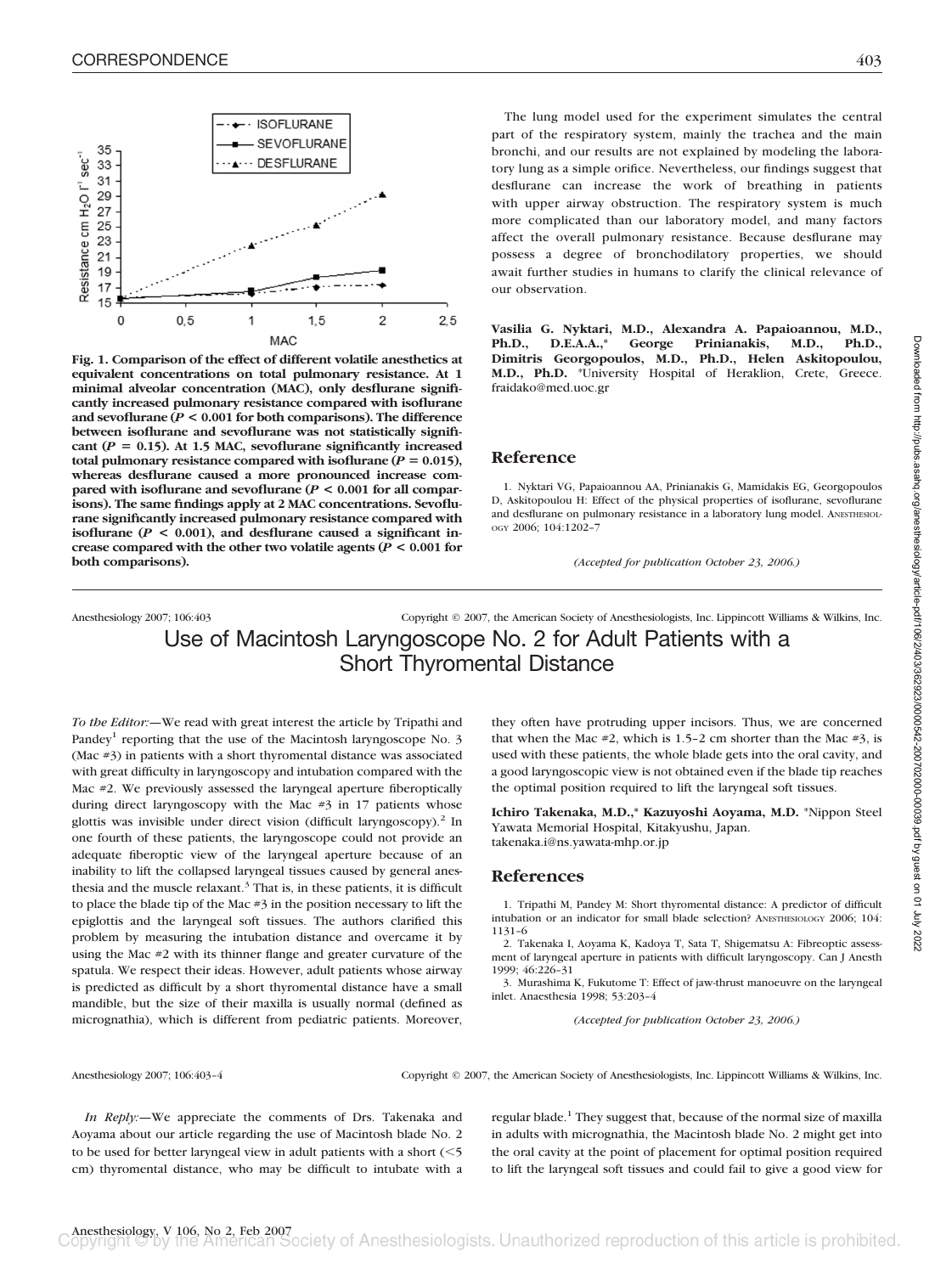**Fig. 1. Comparison of the effect of different volatile anesthetics at equivalent concentrations on total pulmonary resistance. At 1 minimal alveolar concentration (MAC), only desflurane significantly increased pulmonary resistance compared with isoflurane and sevoflurane ($P < 0.001$ for both comparisons). The difference between isoflurane and sevoflurane was not statistically significant ($P = 0.15$). At 1.5 MAC, sevoflurane significantly increased total pulmonary resistance compared with isoflurane ($P = 0.015$), whereas desflurane caused a more pronounced increase compared with isoflurane and sevoflurane ($P < 0.001$ for all comparisons). The same findings apply at 2 MAC concentrations. Sevoflurane significantly increased pulmonary resistance compared with isoflurane ($P < 0.001$), and desflurane caused a significant increase compared with the other two volatile agents ($P < 0.001$ for both comparisons).**

The lung model used for the experiment simulates the central part of the respiratory system, mainly the trachea and the main bronchi, and our results are not explained by modeling the laboratory lung as a simple orifice. Nevertheless, our findings suggest that desflurane can increase the work of breathing in patients with upper airway obstruction. The respiratory system is much more complicated than our laboratory model, and many factors affect the overall pulmonary resistance. Because desflurane may possess a degree of bronchodilatory properties, we should await further studies in humans to clarify the clinical relevance of our observation.

**Vasilia G. Nyktari, M.D., Alexandra A. Papaioannou, M.D., Ph.D., D.E.A.A.,* George Prinianakis, M.D., Ph.D., Dimitris Georgopoulos, M.D., Ph.D., Helen Askitopoulou, M.D., Ph.D.** *University Hospital of Heraklion, Crete, Greece. fraidako@med.uoc.gr

## Reference

1. Nyktari VG, Papaioannou AA, Prinianakis G, Mamidakis EG, Georgopoulos D, Askitopoulou H: Effect of the physical properties of isoflurane, sevoflurane and desflurane on pulmonary resistance in a laboratory lung model. Anesthesiology 2006; 104:1202–7

*(Accepted for publication October 23, 2006.)*

Anesthesiology 2007; 106:403 Copyright © 2007, the American Society of Anesthesiologists, Inc. Lippincott Williams & Wilkins, Inc.

# Use of Macintosh Laryngoscope No. 2 for Adult Patients with a Short Thyromental Distance

*To the Editor:*—We read with great interest the article by Tripathi and Pandey[1] reporting that the use of the Macintosh laryngoscope No. 3 (Mac #3) in patients with a short thyromental distance was associated with great difficulty in laryngoscopy and intubation compared with the Mac #2. We previously assessed the laryngeal aperture fiberoptically during direct laryngoscopy with the Mac #3 in 17 patients whose glottis was invisible under direct vision (difficult laryngoscopy).[2] In one fourth of these patients, the laryngoscope could not provide an adequate fiberoptic view of the laryngeal aperture because of an inability to lift the collapsed laryngeal tissues caused by general anesthesia and the muscle relaxant.[3] That is, in these patients, it is difficult to place the blade tip of the Mac #3 in the position necessary to lift the epiglottis and the laryngeal soft tissues. The authors clarified this problem by measuring the intubation distance and overcame it by using the Mac #2 with its thinner flange and greater curvature of the spatula. We respect their ideas. However, adult patients whose airway is predicted as difficult by a short thyromental distance have a small mandible, but the size of their maxilla is usually normal (defined as micrognathia), which is different from pediatric patients. Moreover, they often have protruding upper incisors. Thus, we are concerned that when the Mac #2, which is 1.5–2 cm shorter than the Mac #3, is used with these patients, the whole blade gets into the oral cavity, and a good laryngoscopic view is not obtained even if the blade tip reaches the optimal position required to lift the laryngeal soft tissues.

**Ichiro Takenaka, M.D.,* Kazuyoshi Aoyama, M.D.** *Nippon Steel Yawata Memorial Hospital, Kitakyushu, Japan. takenaka.i@ns.yawata-mhp.or.jp

## References

1. Tripathi M, Pandey M: Short thyromental distance: A predictor of difficult intubation or an indicator for small blade selection? Anesthesiology 2006; 104: 1131–6
2. Takenaka I, Aoyama K, Kadoya T, Sata T, Shigematsu A: Fibreoptic assessment of laryngeal aperture in patients with difficult laryngoscopy. Can J Anesth 1999; 46:226–31
3. Murashima K, Fukutome T: Effect of jaw-thrust manoeuvre on the laryngeal inlet. Anaesthesia 1998; 53:203–4

*(Accepted for publication October 23, 2006.)*

Anesthesiology 2007; 106:403–4 Copyright © 2007, the American Society of Anesthesiologists, Inc. Lippincott Williams & Wilkins, Inc.

*In Reply:*—We appreciate the comments of Drs. Takenaka and Aoyama about our article regarding the use of Macintosh blade No. 2 to be used for better laryngeal view in adult patients with a short (<5 cm) thyromental distance, who may be difficult to intubate with a regular blade.[1] They suggest that, because of the normal size of maxilla in adults with micrognathia, the Macintosh blade No. 2 might get into the oral cavity at the point of placement for optimal position required to lift the laryngeal soft tissues and could fail to give a good view for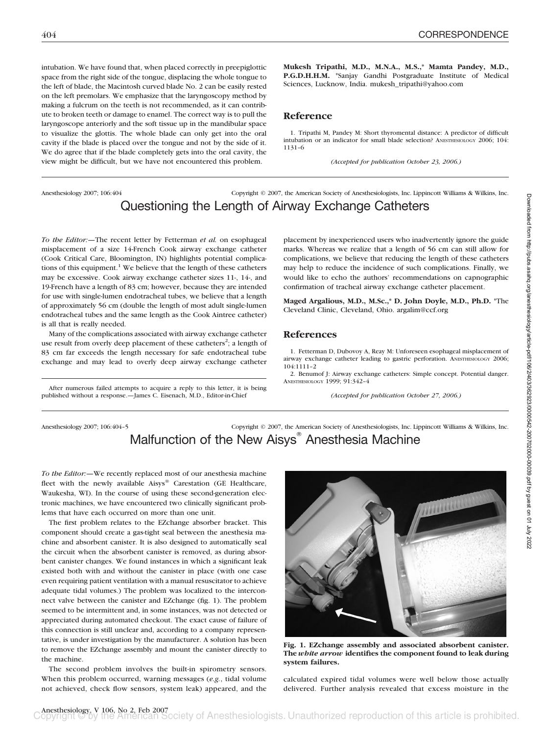intubation. We have found that, when placed correctly in preepiglottic space from the right side of the tongue, displacing the whole tongue to the left of blade, the Macintosh curved blade No. 2 can be easily rested on the left premolars. We emphasize that the laryngoscopy method by making a fulcrum on the teeth is not recommended, as it can contribute to broken teeth or damage to enamel. The correct way is to pull the laryngoscope anteriorly and the soft tissue up in the mandibular space to visualize the glottis. The whole blade can only get into the oral cavity if the blade is placed over the tongue and not by the side of it. We do agree that if the blade completely gets into the oral cavity, the view might be difficult, but we have not encountered this problem.

**Mukesh Tripathi, M.D., M.N.A., M.S.,\* Mamta Pandey, M.D., P.G.D.H.H.M.** \*Sanjay Gandhi Postgraduate Institute of Medical Sciences, Lucknow, India. mukesh_tripathi@yahoo.com

## Reference

1. Tripathi M, Pandey M: Short thyromental distance: A predictor of difficult intubation or an indicator for small blade selection? ANESTHESIOLOGY 2006; 104: 1131–6

*(Accepted for publication October 23, 2006.)*

Anesthesiology 2007; 106:404 Copyright © 2007, the American Society of Anesthesiologists, Inc. Lippincott Williams & Wilkins, Inc.

# Questioning the Length of Airway Exchange Catheters

*To the Editor:*—The recent letter by Fetterman *et al.* on esophageal misplacement of a size 14-French Cook airway exchange catheter (Cook Critical Care, Bloomington, IN) highlights potential complications of this equipment.[1] We believe that the length of these catheters may be excessive. Cook airway exchange catheter sizes 11-, 14-, and 19-French have a length of 83 cm; however, because they are intended for use with single-lumen endotracheal tubes, we believe that a length of approximately 56 cm (double the length of most adult single-lumen endotracheal tubes and the same length as the Cook Aintree catheter) is all that is really needed.

Many of the complications associated with airway exchange catheter use result from overly deep placement of these catheters[2]; a length of 83 cm far exceeds the length necessary for safe endotracheal tube exchange and may lead to overly deep airway exchange catheter placement by inexperienced users who inadvertently ignore the guide marks. Whereas we realize that a length of 56 cm can still allow for complications, we believe that reducing the length of these catheters may help to reduce the incidence of such complications. Finally, we would like to echo the authors' recommendations on capnographic confirmation of tracheal airway exchange catheter placement.

**Maged Argalious, M.D., M.Sc.,\* D. John Doyle, M.D., Ph.D.** \*The Cleveland Clinic, Cleveland, Ohio. argalim@ccf.org

## References

1. Fetterman D, Dubovoy A, Reay M: Unforeseen esophageal misplacement of airway exchange catheter leading to gastric perforation. ANESTHESIOLOGY 2006; 104:1111–2
2. Benumof J: Airway exchange catheters: Simple concept. Potential danger. ANESTHESIOLOGY 1999; 91:342–4

*(Accepted for publication October 27, 2006.)*

After numerous failed attempts to acquire a reply to this letter, it is being published without a response.—James C. Eisenach, M.D., Editor-in-Chief

Anesthesiology 2007; 106:404–5 Copyright © 2007, the American Society of Anesthesiologists, Inc. Lippincott Williams & Wilkins, Inc.

# Malfunction of the New Aisys® Anesthesia Machine

*To the Editor:*—We recently replaced most of our anesthesia machine fleet with the newly available Aisys® Carestation (GE Healthcare, Waukesha, WI). In the course of using these second-generation electronic machines, we have encountered two clinically significant problems that have each occurred on more than one unit.

The first problem relates to the EZchange absorber bracket. This component should create a gas-tight seal between the anesthesia machine and absorbent canister. It is also designed to automatically seal the circuit when the absorbent canister is removed, as during absorbent canister changes. We found instances in which a significant leak existed both with and without the canister in place (with one case even requiring patient ventilation with a manual resuscitator to achieve adequate tidal volumes.) The problem was localized to the interconnect valve between the canister and EZchange (fig. 1). The problem seemed to be intermittent and, in some instances, was not detected or appreciated during automated checkout. The exact cause of failure of this connection is still unclear and, according to a company representative, is under investigation by the manufacturer. A solution has been to remove the EZchange assembly and mount the canister directly to the machine.

**Fig. 1. EZchange assembly and associated absorbent canister. The *white arrow* identifies the component found to leak during system failures.**

The second problem involves the built-in spirometry sensors. When this problem occurred, warning messages (*e.g.*, tidal volume not achieved, check flow sensors, system leak) appeared, and the calculated expired tidal volumes were well below those actually delivered. Further analysis revealed that excess moisture in the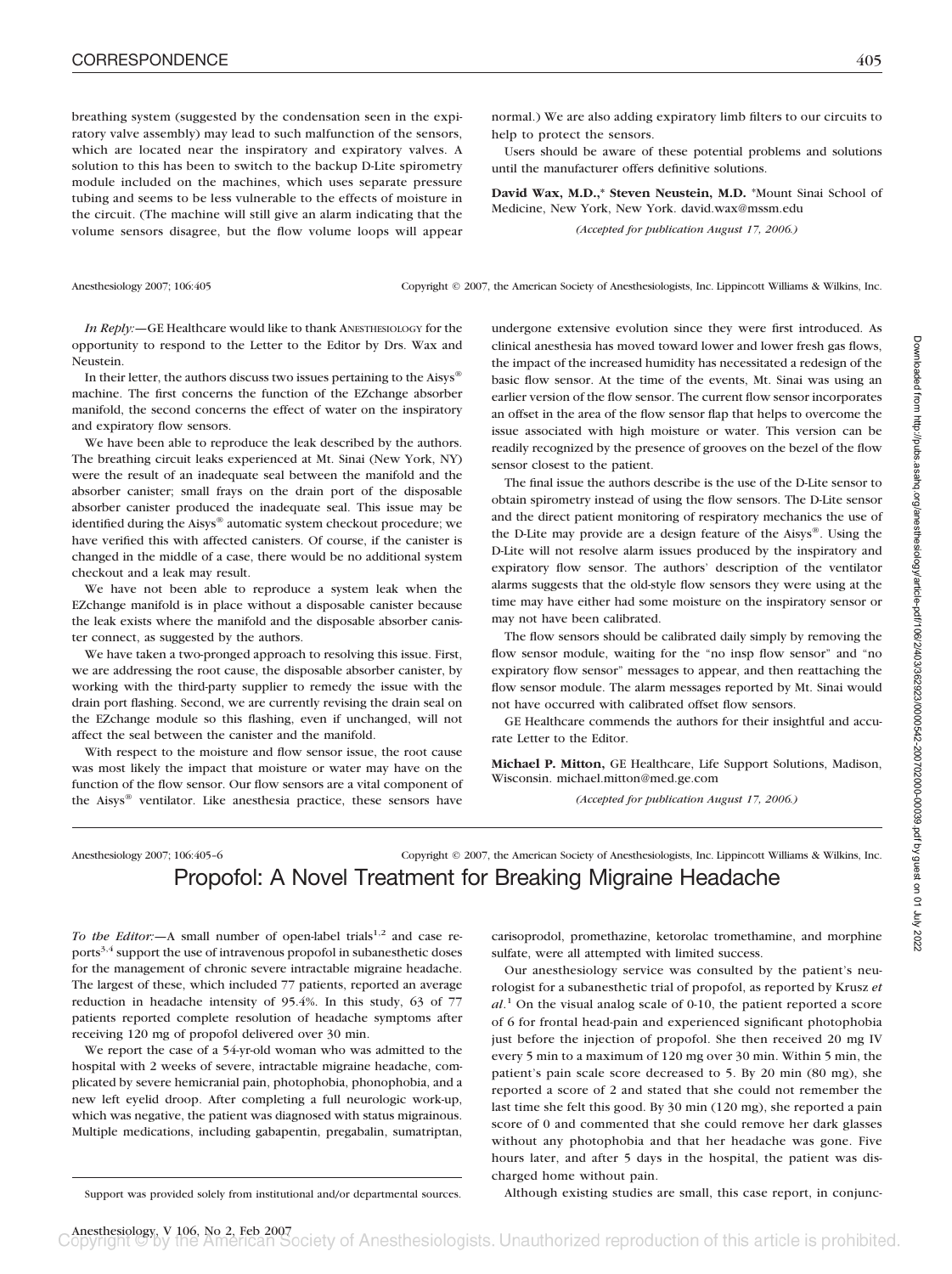breathing system (suggested by the condensation seen in the expiratory valve assembly) may lead to such malfunction of the sensors, which are located near the inspiratory and expiratory valves. A solution to this has been to switch to the backup D-Lite spirometry module included on the machines, which uses separate pressure tubing and seems to be less vulnerable to the effects of moisture in the circuit. (The machine will still give an alarm indicating that the volume sensors disagree, but the flow volume loops will appear normal.) We are also adding expiratory limb filters to our circuits to help to protect the sensors.

Users should be aware of these potential problems and solutions until the manufacturer offers definitive solutions.

**David Wax, M.D.,\* Steven Neustein, M.D.** \*Mount Sinai School of Medicine, New York, New York. david.wax@mssm.edu

*(Accepted for publication August 17, 2006.)*

*In Reply:*—GE Healthcare would like to thank ANESTHESIOLOGY for the opportunity to respond to the Letter to the Editor by Drs. Wax and Neustein.

In their letter, the authors discuss two issues pertaining to the Aisys® machine. The first concerns the function of the EZchange absorber manifold, the second concerns the effect of water on the inspiratory and expiratory flow sensors.

We have been able to reproduce the leak described by the authors. The breathing circuit leaks experienced at Mt. Sinai (New York, NY) were the result of an inadequate seal between the manifold and the absorber canister; small frays on the drain port of the disposable absorber canister produced the inadequate seal. This issue may be identified during the Aisys® automatic system checkout procedure; we have verified this with affected canisters. Of course, if the canister is changed in the middle of a case, there would be no additional system checkout and a leak may result.

We have not been able to reproduce a system leak when the EZchange manifold is in place without a disposable canister because the leak exists where the manifold and the disposable absorber canister connect, as suggested by the authors.

We have taken a two-pronged approach to resolving this issue. First, we are addressing the root cause, the disposable absorber canister, by working with the third-party supplier to remedy the issue with the drain port flashing. Second, we are currently revising the drain seal on the EZchange module so this flashing, even if unchanged, will not affect the seal between the canister and the manifold.

With respect to the moisture and flow sensor issue, the root cause was most likely the impact that moisture or water may have on the function of the flow sensor. Our flow sensors are a vital component of the Aisys® ventilator. Like anesthesia practice, these sensors have undergone extensive evolution since they were first introduced. As clinical anesthesia has moved toward lower and lower fresh gas flows, the impact of the increased humidity has necessitated a redesign of the basic flow sensor. At the time of the events, Mt. Sinai was using an earlier version of the flow sensor. The current flow sensor incorporates an offset in the area of the flow sensor flap that helps to overcome the issue associated with high moisture or water. This version can be readily recognized by the presence of grooves on the bezel of the flow sensor closest to the patient.

The final issue the authors describe is the use of the D-Lite sensor to obtain spirometry instead of using the flow sensors. The D-Lite sensor and the direct patient monitoring of respiratory mechanics the use of the D-Lite may provide are a design feature of the Aisys®. Using the D-Lite will not resolve alarm issues produced by the inspiratory and expiratory flow sensor. The authors' description of the ventilator alarms suggests that the old-style flow sensors they were using at the time may have either had some moisture on the inspiratory sensor or may not have been calibrated.

The flow sensors should be calibrated daily simply by removing the flow sensor module, waiting for the "no insp flow sensor" and "no expiratory flow sensor" messages to appear, and then reattaching the flow sensor module. The alarm messages reported by Mt. Sinai would not have occurred with calibrated offset flow sensors.

GE Healthcare commends the authors for their insightful and accurate Letter to the Editor.

**Michael P. Mitton,** GE Healthcare, Life Support Solutions, Madison, Wisconsin. michael.mitton@med.ge.com

*(Accepted for publication August 17, 2006.)*

# Propofol: A Novel Treatment for Breaking Migraine Headache

*To the Editor:*—A small number of open-label trials[1,2] and case reports[3,4] support the use of intravenous propofol in subanesthetic doses for the management of chronic severe intractable migraine headache. The largest of these, which included 77 patients, reported an average reduction in headache intensity of 95.4%. In this study, 63 of 77 patients reported complete resolution of headache symptoms after receiving 120 mg of propofol delivered over 30 min.

We report the case of a 54-yr-old woman who was admitted to the hospital with 2 weeks of severe, intractable migraine headache, complicated by severe hemicranial pain, photophobia, phonophobia, and a new left eyelid droop. After completing a full neurologic work-up, which was negative, the patient was diagnosed with status migrainous. Multiple medications, including gabapentin, pregabalin, sumatriptan, carisoprodol, promethazine, ketorolac tromethamine, and morphine sulfate, were all attempted with limited success.

Our anesthesiology service was consulted by the patient's neurologist for a subanesthetic trial of propofol, as reported by Krusz *et al.*[1] On the visual analog scale of 0-10, the patient reported a score of 6 for frontal head-pain and experienced significant photophobia just before the injection of propofol. She then received 20 mg IV every 5 min to a maximum of 120 mg over 30 min. Within 5 min, the patient's pain scale score decreased to 5. By 20 min (80 mg), she reported a score of 2 and stated that she could not remember the last time she felt this good. By 30 min (120 mg), she reported a pain score of 0 and commented that she could remove her dark glasses without any photophobia and that her headache was gone. Five hours later, and after 5 days in the hospital, the patient was discharged home without pain.

Although existing studies are small, this case report, in conjunc-

Support was provided solely from institutional and/or departmental sources.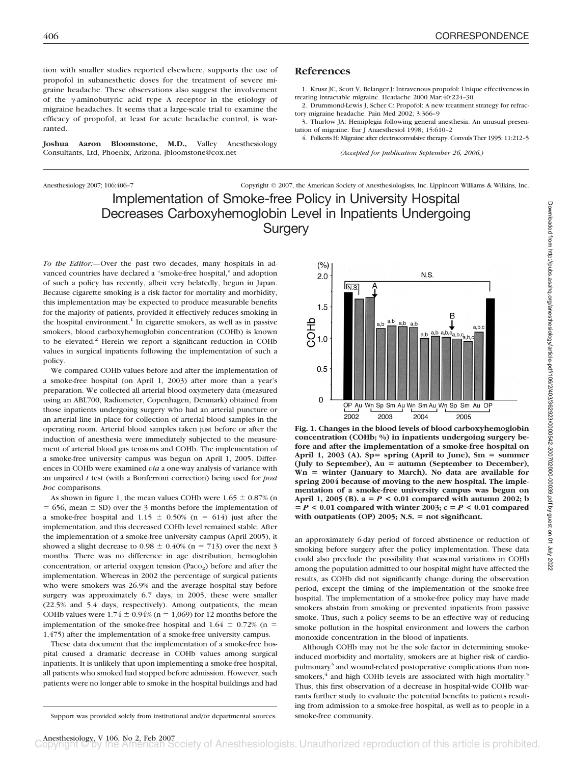tion with smaller studies reported elsewhere, supports the use of propofol in subanesthetic doses for the treatment of severe migraine headache. These observations also suggest the involvement of the γ-aminobutyric acid type A receptor in the etiology of migraine headaches. It seems that a large-scale trial to examine the efficacy of propofol, at least for acute headache control, is warranted.

**Joshua Aaron Bloomstone, M.D.,** Valley Anesthesiology Consultants, Ltd, Phoenix, Arizona. jbloomstone@cox.net

## References

1. Krusz JC, Scott V, Belanger J: Intravenous propofol: Unique effectiveness in treating intractable migraine. Headache 2000 Mar;40:224–30.
2. Drummond-Lewis J, Scher C: Propofol: A new treatment strategy for refractory migraine headache. Pain Med 2002; 3:366–9
3. Thurlow JA: Hemiplegia following general anesthesia: An unusual presentation of migraine. Eur J Anaesthesiol 1998; 15:610–2
4. Folkerts H: Migraine after electroconvulsive therapy. Convuls Ther 1995; 11:212–5

*(Accepted for publication September 26, 2006.)*

Anesthesiology 2007; 106:406–7 Copyright © 2007, the American Society of Anesthesiologists, Inc. Lippincott Williams & Wilkins, Inc.

# Implementation of Smoke-free Policy in University Hospital Decreases Carboxyhemoglobin Level in Inpatients Undergoing Surgery

*To the Editor:*—Over the past two decades, many hospitals in advanced countries have declared a "smoke-free hospital," and adoption of such a policy has recently, albeit very belatedly, begun in Japan. Because cigarette smoking is a risk factor for mortality and morbidity, this implementation may be expected to produce measurable benefits for the majority of patients, provided it effectively reduces smoking in the hospital environment.[1] In cigarette smokers, as well as in passive smokers, blood carboxyhemoglobin concentration (COHb) is known to be elevated.[2] Herein we report a significant reduction in COHb values in surgical inpatients following the implementation of such a policy.

We compared COHb values before and after the implementation of a smoke-free hospital (on April 1, 2003) after more than a year's preparation. We collected all arterial blood oxymetery data (measured using an ABL700, Radiometer, Copenhagen, Denmark) obtained from those inpatients undergoing surgery who had an arterial puncture or an arterial line in place for collection of arterial blood samples in the operating room. Arterial blood samples taken just before or after the induction of anesthesia were immediately subjected to the measurement of arterial blood gas tensions and COHb. The implementation of a smoke-free university campus was begun on April 1, 2005. Differences in COHb were examined *via* a one-way analysis of variance with an unpaired *t* test (with a Bonferroni correction) being used for *post hoc* comparisons.

As shown in figure 1, the mean values COHb were 1.65 ± 0.87% (n = 656, mean ± SD) over the 3 months before the implementation of a smoke-free hospital and 1.15 ± 0.50% (n = 614) just after the implementation, and this decreased COHb level remained stable. After the implementation of a smoke-free university campus (April 2005), it showed a slight decrease to 0.98 ± 0.40% (n = 713) over the next 3 months. There was no difference in age distribution, hemoglobin concentration, or arterial oxygen tension ($Pa_{CO_2}$) before and after the implementation. Whereas in 2002 the percentage of surgical patients who were smokers was 26.9% and the average hospital stay before surgery was approximately 6.7 days, in 2005, these were smaller (22.5% and 5.4 days, respectively). Among outpatients, the mean COHb values were 1.74 ± 0.94% (n = 1,069) for 12 months before the implementation of the smoke-free hospital and 1.64 ± 0.72% (n = 1,475) after the implementation of a smoke-free university campus.

These data document that the implementation of a smoke-free hospital caused a dramatic decrease in COHb values among surgical inpatients. It is unlikely that upon implementing a smoke-free hospital, all patients who smoked had stopped before admission. However, such patients were no longer able to smoke in the hospital buildings and had an approximately 6-day period of forced abstinence or reduction of smoking before surgery after the policy implementation. These data could also preclude the possibility that seasonal variations in COHb among the population admitted to our hospital might have affected the results, as COHb did not significantly change during the observation period, except the timing of the implementation of the smoke-free hospital. The implementation of a smoke-free policy may have made smokers abstain from smoking or prevented inpatients from passive smoke. Thus, such a policy seems to be an effective way of reducing smoke pollution in the hospital environment and lowers the carbon monoxide concentration in the blood of inpatients.

Although COHb may not be the sole factor in determining smoke-induced morbidity and mortality, smokers are at higher risk of cardiopulmonary[3] and wound-related postoperative complications than nonsmokers,[4] and high COHb levels are associated with high mortality.[5] Thus, this first observation of a decrease in hospital-wide COHb warrants further study to evaluate the potential benefits to patients resulting from admission to a smoke-free hospital, as well as to people in a smoke-free community.

**Fig. 1. Changes in the blood levels of blood carboxyhemoglobin concentration (COHb; %) in inpatients undergoing surgery before and after the implementation of a smoke-free hospital on April 1, 2003 (A). Sp= spring (April to June), Sm = summer (July to September), Au = autumn (September to December), Wn = winter (January to March). No data are available for spring 2004 because of moving to the new hospital. The implementation of a smoke-free university campus was begun on April 1, 2005 (B). a = *P* < 0.01 compared with autumn 2002; b = *P* < 0.01 compared with winter 2003; c = *P* < 0.01 compared with outpatients (OP) 2005; N.S. = not significant.**

Support was provided solely from institutional and/or departmental sources.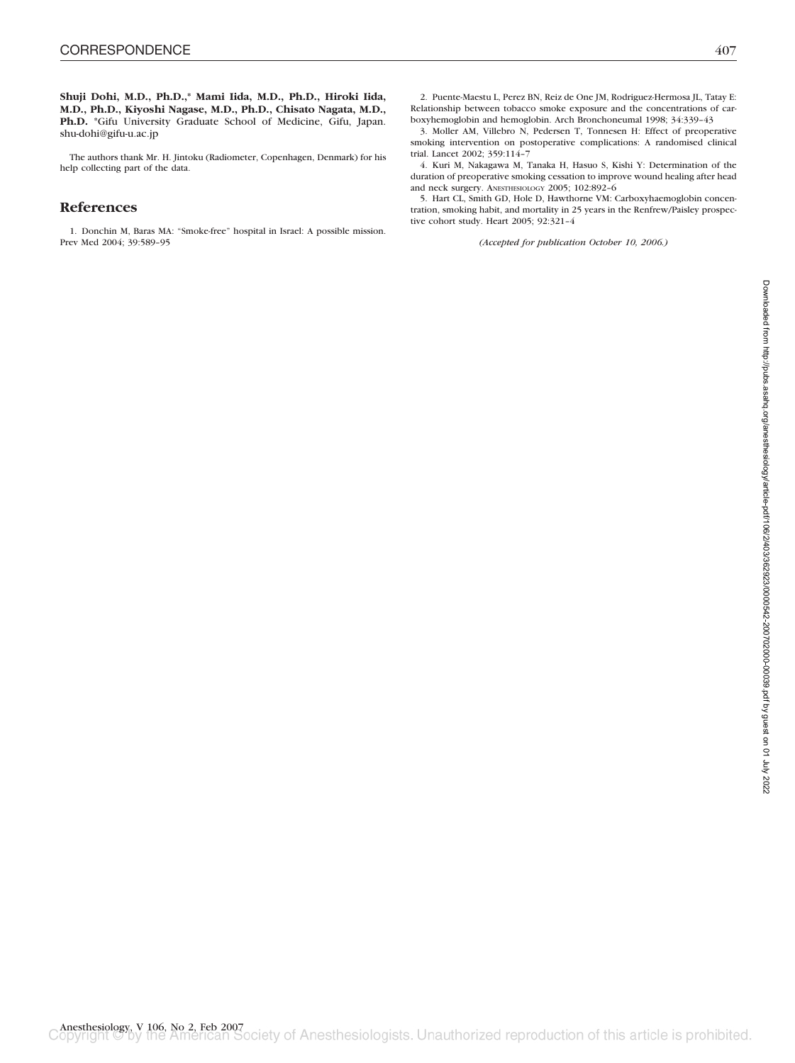**Shuji Dohi, M.D., Ph.D.,\* Mami Iida, M.D., Ph.D., Hiroki Iida, M.D., Ph.D., Kiyoshi Nagase, M.D., Ph.D., Chisato Nagata, M.D., Ph.D.** \*Gifu University Graduate School of Medicine, Gifu, Japan. shu-dohi@gifu-u.ac.jp

The authors thank Mr. H. Jintoku (Radiometer, Copenhagen, Denmark) for his help collecting part of the data.

## References

1. Donchin M, Baras MA: "Smoke-free" hospital in Israel: A possible mission. Prev Med 2004; 39:589–95
2. Puente-Maestu L, Perez BN, Reiz de One JM, Rodriguez-Hermosa JL, Tatay E: Relationship between tobacco smoke exposure and the concentrations of carboxyhemoglobin and hemoglobin. Arch Bronchoneumal 1998; 34:339–43
3. Moller AM, Villebro N, Pedersen T, Tonnesen H: Effect of preoperative smoking intervention on postoperative complications: A randomised clinical trial. Lancet 2002; 359:114–7
4. Kuri M, Nakagawa M, Tanaka H, Hasuo S, Kishi Y: Determination of the duration of preoperative smoking cessation to improve wound healing after head and neck surgery. ANESTHESIOLOGY 2005; 102:892–6
5. Hart CL, Smith GD, Hole D, Hawthorne VM: Carboxyhaemoglobin concentration, smoking habit, and mortality in 25 years in the Renfrew/Paisley prospective cohort study. Heart 2005; 92:321–4

*(Accepted for publication October 10, 2006.)*